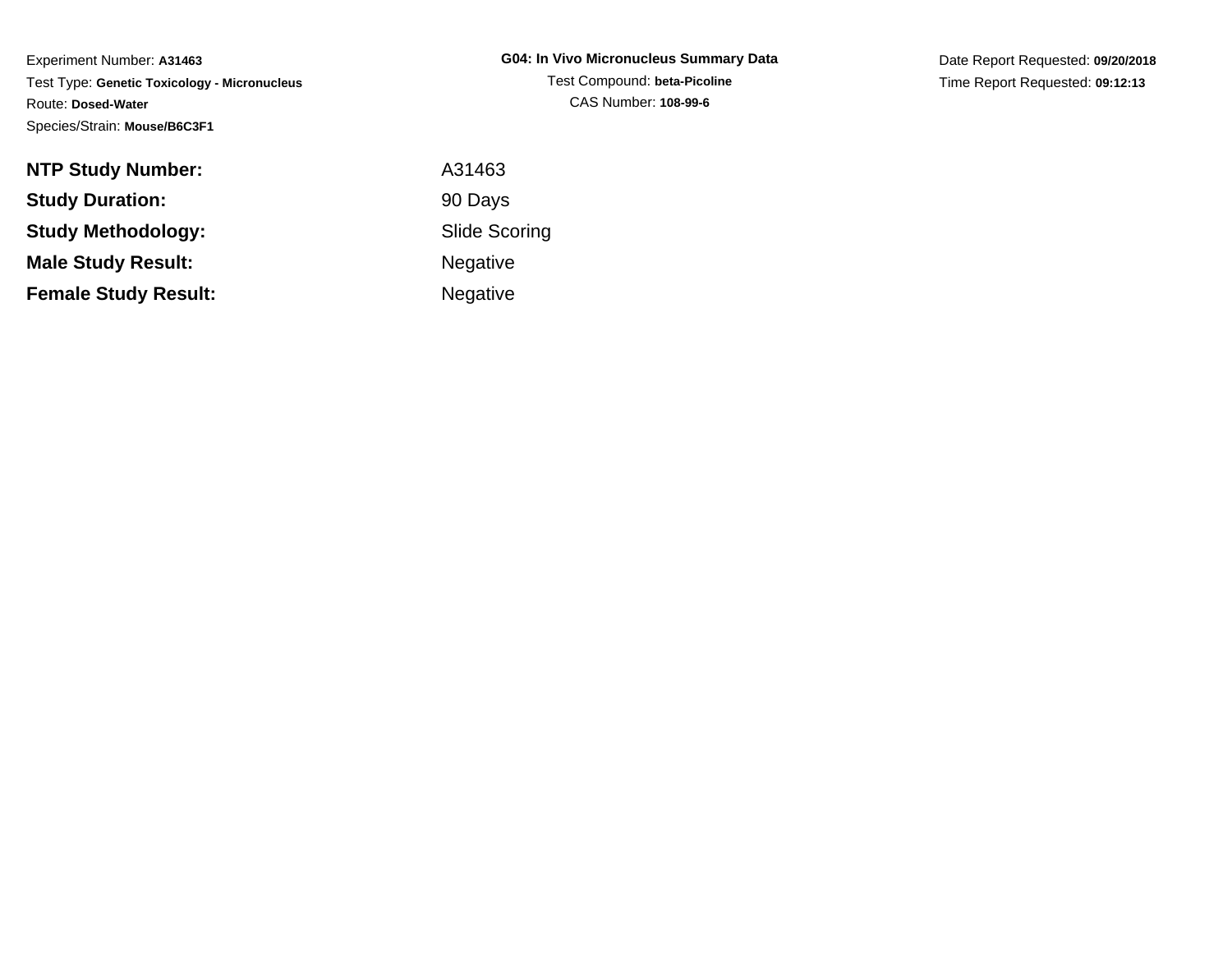Experiment Number: **A31463**
Test Type: **Genetic Toxicology - Micronucleus**
Route: **Dosed-Water**
Species/Strain: **Mouse/B6C3F1**

**G04: In Vivo Micronucleus Summary Data**
Test Compound: **beta-Picoline**
CAS Number: **108-99-6**

Date Report Requested: **09/20/2018**
Time Report Requested: **09:12:13**

| | |
|---|---|
| **NTP Study Number:** | A31463 |
| **Study Duration:** | 90 Days |
| **Study Methodology:** | Slide Scoring |
| **Male Study Result:** | Negative |
| **Female Study Result:** | Negative |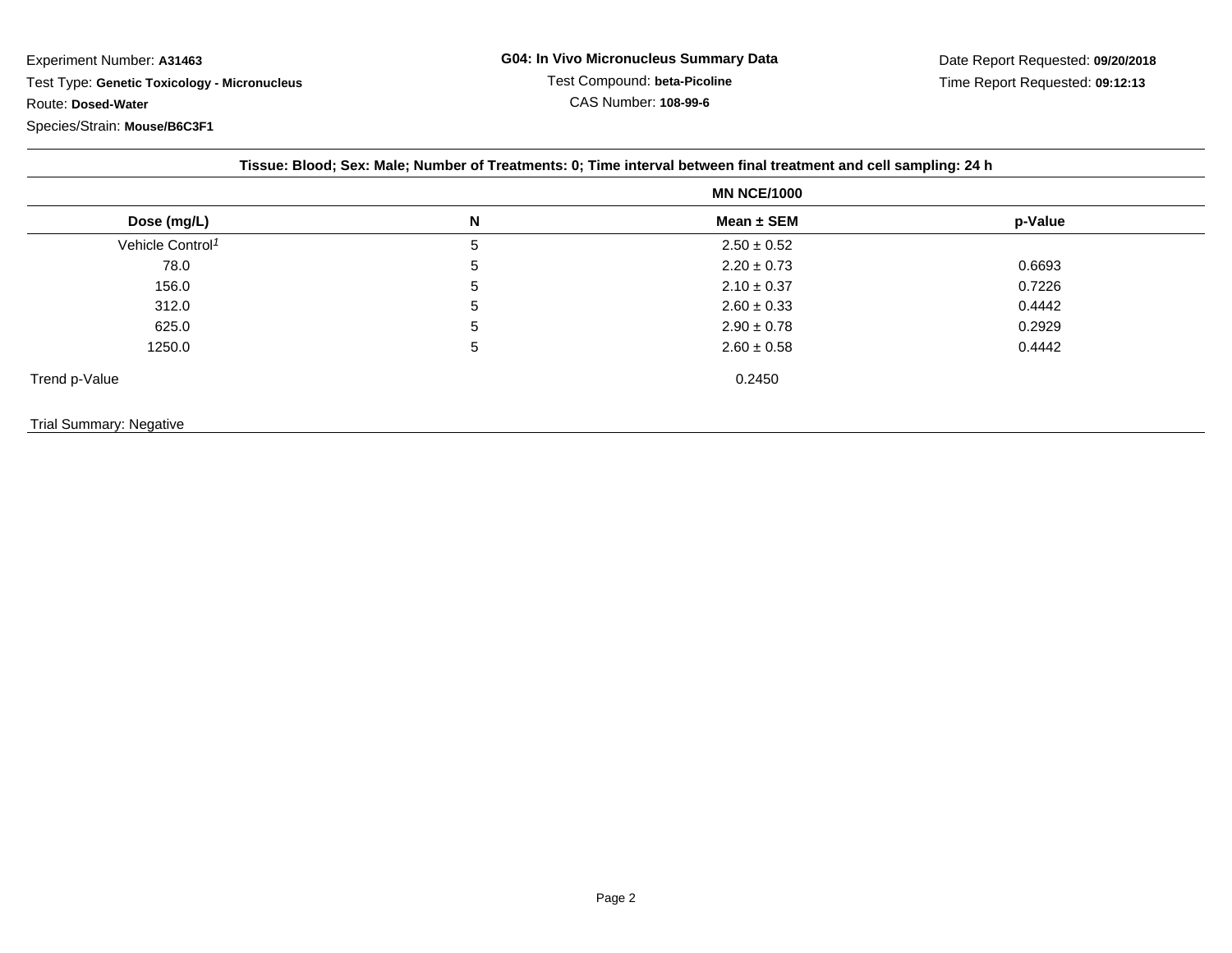Experiment Number: **A31463**

Test Type: **Genetic Toxicology - Micronucleus**

Route: **Dosed-Water**

Species/Strain: **Mouse/B6C3F1**

**G04: In Vivo Micronucleus Summary Data**

Test Compound: **beta-Picoline**

CAS Number: **108-99-6**

Date Report Requested: **09/20/2018**

Time Report Requested: **09:12:13**

**Tissue: Blood; Sex: Male; Number of Treatments: 0; Time interval between final treatment and cell sampling: 24 h**

| | | MN NCE/1000 | |
|---|---|---|---|
| **Dose (mg/L)** | **N** | **Mean ± SEM** | **p-Value** |
| Vehicle Control[1] | 5 | 2.50 ± 0.52 | |
| 78.0 | 5 | 2.20 ± 0.73 | 0.6693 |
| 156.0 | 5 | 2.10 ± 0.37 | 0.7226 |
| 312.0 | 5 | 2.60 ± 0.33 | 0.4442 |
| 625.0 | 5 | 2.90 ± 0.78 | 0.2929 |
| 1250.0 | 5 | 2.60 ± 0.58 | 0.4442 |
| Trend p-Value | | 0.2450 | |

Trial Summary: Negative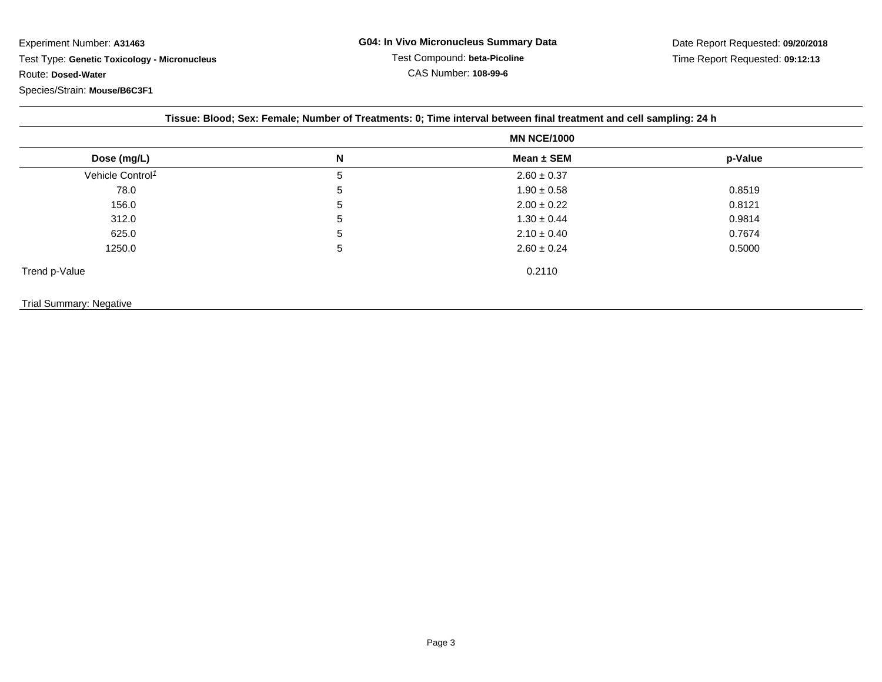Experiment Number: **A31463**

Test Type: **Genetic Toxicology - Micronucleus**

Route: **Dosed-Water**

Species/Strain: **Mouse/B6C3F1**

**G04: In Vivo Micronucleus Summary Data**

Test Compound: **beta-Picoline**

CAS Number: **108-99-6**

Date Report Requested: **09/20/2018**

Time Report Requested: **09:12:13**

**Tissue: Blood; Sex: Female; Number of Treatments: 0; Time interval between final treatment and cell sampling: 24 h**

| | | MN NCE/1000 | |
|---|---|---|---|
| **Dose (mg/L)** | **N** | **Mean ± SEM** | **p-Value** |
| Vehicle Control[1] | 5 | 2.60 ± 0.37 | |
| 78.0 | 5 | 1.90 ± 0.58 | 0.8519 |
| 156.0 | 5 | 2.00 ± 0.22 | 0.8121 |
| 312.0 | 5 | 1.30 ± 0.44 | 0.9814 |
| 625.0 | 5 | 2.10 ± 0.40 | 0.7674 |
| 1250.0 | 5 | 2.60 ± 0.24 | 0.5000 |
| Trend p-Value | | 0.2110 | |

Trial Summary: Negative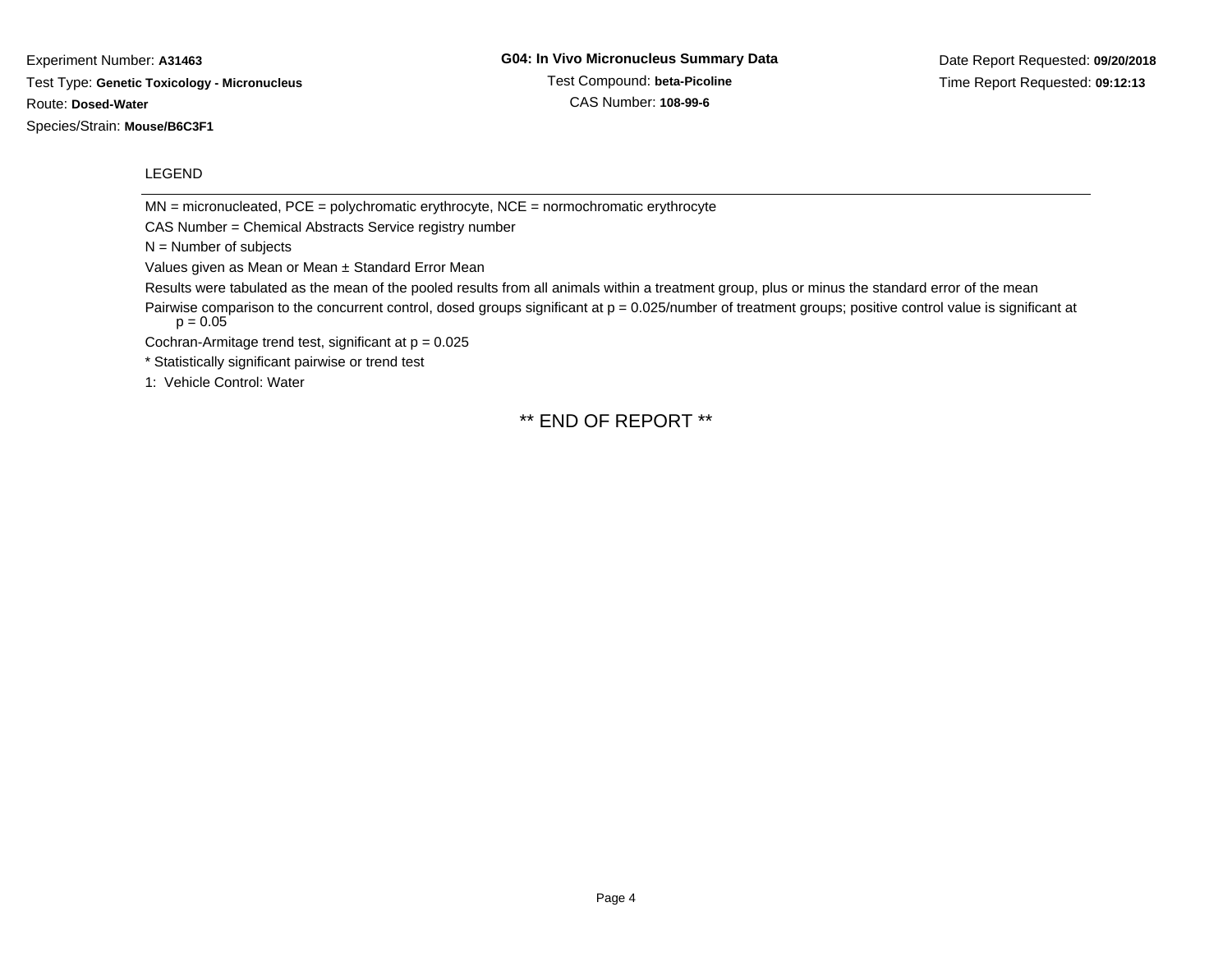Experiment Number: **A31463**

Test Type: **Genetic Toxicology - Micronucleus**

Route: **Dosed-Water**

Species/Strain: **Mouse/B6C3F1**

**G04: In Vivo Micronucleus Summary Data**

Test Compound: **beta-Picoline**

CAS Number: **108-99-6**

Date Report Requested: **09/20/2018**

Time Report Requested: **09:12:13**

LEGEND

MN = micronucleated, PCE = polychromatic erythrocyte, NCE = normochromatic erythrocyte

CAS Number = Chemical Abstracts Service registry number

N = Number of subjects

Values given as Mean or Mean ± Standard Error Mean

Results were tabulated as the mean of the pooled results from all animals within a treatment group, plus or minus the standard error of the mean

Pairwise comparison to the concurrent control, dosed groups significant at p = 0.025/number of treatment groups; positive control value is significant at p = 0.05

Cochran-Armitage trend test, significant at p = 0.025

* Statistically significant pairwise or trend test

1: Vehicle Control: Water

** END OF REPORT **